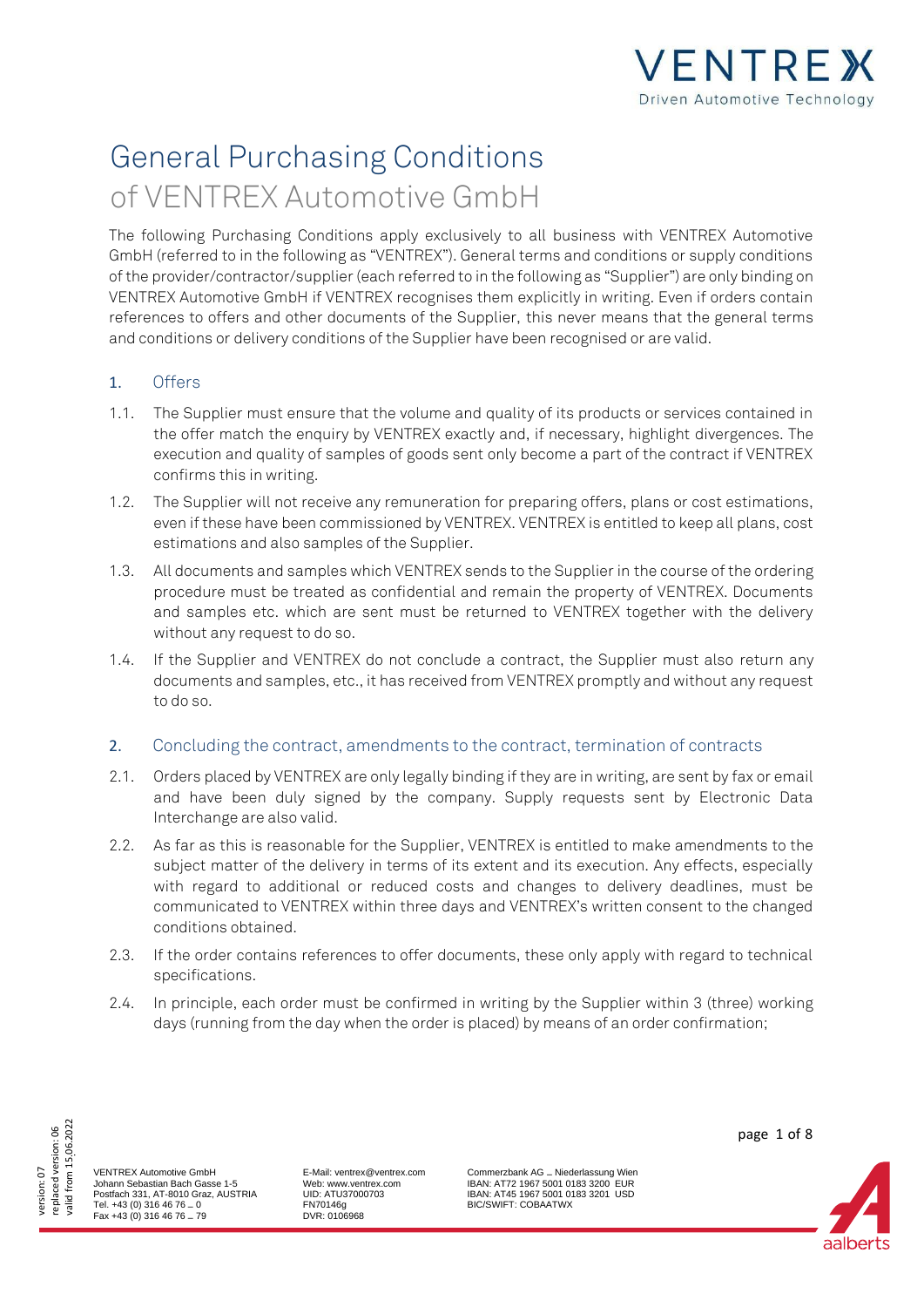# General Purchasing Conditions
## of VENTREX Automotive GmbH

The following Purchasing Conditions apply exclusively to all business with VENTREX Automotive GmbH (referred to in the following as "VENTREX"). General terms and conditions or supply conditions of the provider/contractor/supplier (each referred to in the following as "Supplier") are only binding on VENTREX Automotive GmbH if VENTREX recognises them explicitly in writing. Even if orders contain references to offers and other documents of the Supplier, this never means that the general terms and conditions or delivery conditions of the Supplier have been recognised or are valid.

### 1. Offers

1.1. The Supplier must ensure that the volume and quality of its products or services contained in the offer match the enquiry by VENTREX exactly and, if necessary, highlight divergences. The execution and quality of samples of goods sent only become a part of the contract if VENTREX confirms this in writing.

1.2. The Supplier will not receive any remuneration for preparing offers, plans or cost estimations, even if these have been commissioned by VENTREX. VENTREX is entitled to keep all plans, cost estimations and also samples of the Supplier.

1.3. All documents and samples which VENTREX sends to the Supplier in the course of the ordering procedure must be treated as confidential and remain the property of VENTREX. Documents and samples etc. which are sent must be returned to VENTREX together with the delivery without any request to do so.

1.4. If the Supplier and VENTREX do not conclude a contract, the Supplier must also return any documents and samples, etc., it has received from VENTREX promptly and without any request to do so.

### 2. Concluding the contract, amendments to the contract, termination of contracts

2.1. Orders placed by VENTREX are only legally binding if they are in writing, are sent by fax or email and have been duly signed by the company. Supply requests sent by Electronic Data Interchange are also valid.

2.2. As far as this is reasonable for the Supplier, VENTREX is entitled to make amendments to the subject matter of the delivery in terms of its extent and its execution. Any effects, especially with regard to additional or reduced costs and changes to delivery deadlines, must be communicated to VENTREX within three days and VENTREX's written consent to the changed conditions obtained.

2.3. If the order contains references to offer documents, these only apply with regard to technical specifications.

2.4. In principle, each order must be confirmed in writing by the Supplier within 3 (three) working days (running from the day when the order is placed) by means of an order confirmation;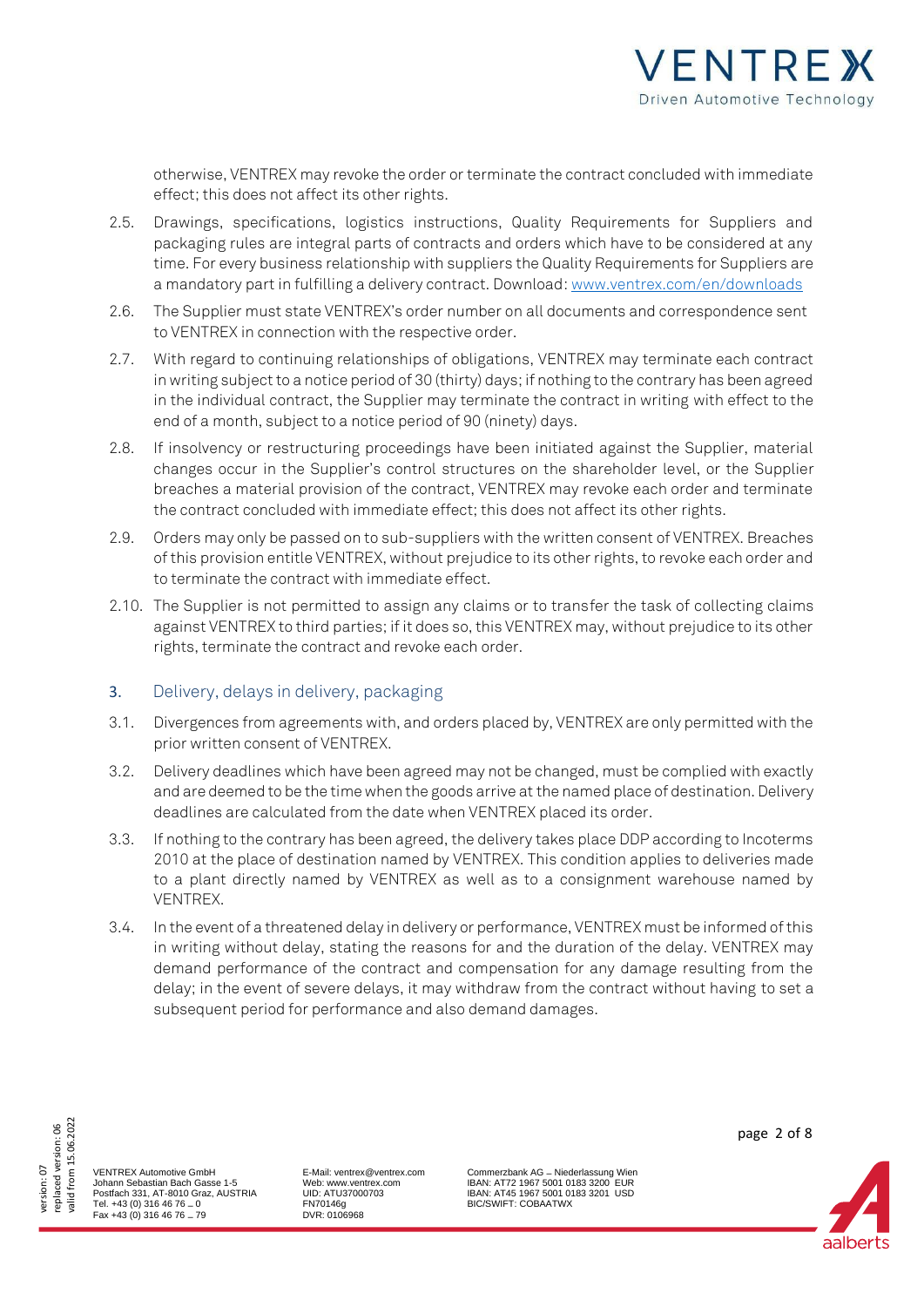otherwise, VENTREX may revoke the order or terminate the contract concluded with immediate effect; this does not affect its other rights.

2.5. Drawings, specifications, logistics instructions, Quality Requirements for Suppliers and packaging rules are integral parts of contracts and orders which have to be considered at any time. For every business relationship with suppliers the Quality Requirements for Suppliers are a mandatory part in fulfilling a delivery contract. Download: [www.ventrex.com/en/downloads](www.ventrex.com/en/downloads)

2.6. The Supplier must state VENTREX's order number on all documents and correspondence sent to VENTREX in connection with the respective order.

2.7. With regard to continuing relationships of obligations, VENTREX may terminate each contract in writing subject to a notice period of 30 (thirty) days; if nothing to the contrary has been agreed in the individual contract, the Supplier may terminate the contract in writing with effect to the end of a month, subject to a notice period of 90 (ninety) days.

2.8. If insolvency or restructuring proceedings have been initiated against the Supplier, material changes occur in the Supplier's control structures on the shareholder level, or the Supplier breaches a material provision of the contract, VENTREX may revoke each order and terminate the contract concluded with immediate effect; this does not affect its other rights.

2.9. Orders may only be passed on to sub-suppliers with the written consent of VENTREX. Breaches of this provision entitle VENTREX, without prejudice to its other rights, to revoke each order and to terminate the contract with immediate effect.

2.10. The Supplier is not permitted to assign any claims or to transfer the task of collecting claims against VENTREX to third parties; if it does so, this VENTREX may, without prejudice to its other rights, terminate the contract and revoke each order.

## 3. Delivery, delays in delivery, packaging

3.1. Divergences from agreements with, and orders placed by, VENTREX are only permitted with the prior written consent of VENTREX.

3.2. Delivery deadlines which have been agreed may not be changed, must be complied with exactly and are deemed to be the time when the goods arrive at the named place of destination. Delivery deadlines are calculated from the date when VENTREX placed its order.

3.3. If nothing to the contrary has been agreed, the delivery takes place DDP according to Incoterms 2010 at the place of destination named by VENTREX. This condition applies to deliveries made to a plant directly named by VENTREX as well as to a consignment warehouse named by VENTREX.

3.4. In the event of a threatened delay in delivery or performance, VENTREX must be informed of this in writing without delay, stating the reasons for and the duration of the delay. VENTREX may demand performance of the contract and compensation for any damage resulting from the delay; in the event of severe delays, it may withdraw from the contract without having to set a subsequent period for performance and also demand damages.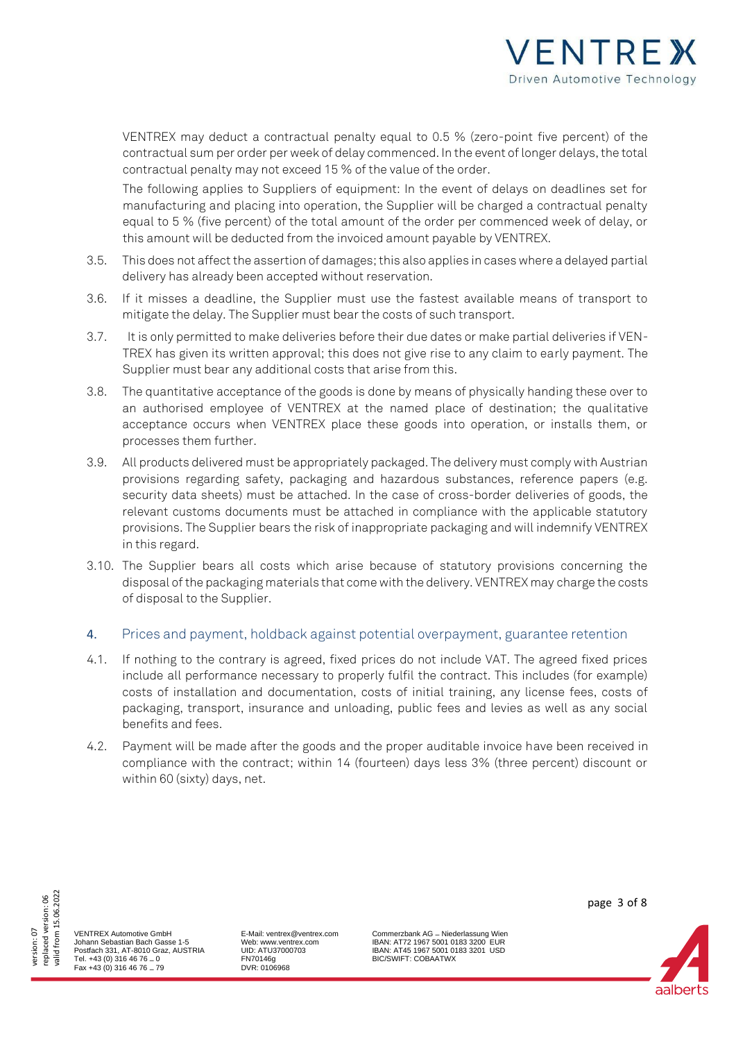VENTREX may deduct a contractual penalty equal to 0.5 % (zero-point five percent) of the contractual sum per order per week of delay commenced. In the event of longer delays, the total contractual penalty may not exceed 15 % of the value of the order.

The following applies to Suppliers of equipment: In the event of delays on deadlines set for manufacturing and placing into operation, the Supplier will be charged a contractual penalty equal to 5 % (five percent) of the total amount of the order per commenced week of delay, or this amount will be deducted from the invoiced amount payable by VENTREX.

3.5. This does not affect the assertion of damages; this also applies in cases where a delayed partial delivery has already been accepted without reservation.

3.6. If it misses a deadline, the Supplier must use the fastest available means of transport to mitigate the delay. The Supplier must bear the costs of such transport.

3.7. It is only permitted to make deliveries before their due dates or make partial deliveries if VENTREX has given its written approval; this does not give rise to any claim to early payment. The Supplier must bear any additional costs that arise from this.

3.8. The quantitative acceptance of the goods is done by means of physically handing these over to an authorised employee of VENTREX at the named place of destination; the qualitative acceptance occurs when VENTREX place these goods into operation, or installs them, or processes them further.

3.9. All products delivered must be appropriately packaged. The delivery must comply with Austrian provisions regarding safety, packaging and hazardous substances, reference papers (e.g. security data sheets) must be attached. In the case of cross-border deliveries of goods, the relevant customs documents must be attached in compliance with the applicable statutory provisions. The Supplier bears the risk of inappropriate packaging and will indemnify VENTREX in this regard.

3.10. The Supplier bears all costs which arise because of statutory provisions concerning the disposal of the packaging materials that come with the delivery. VENTREX may charge the costs of disposal to the Supplier.

## 4. Prices and payment, holdback against potential overpayment, guarantee retention

4.1. If nothing to the contrary is agreed, fixed prices do not include VAT. The agreed fixed prices include all performance necessary to properly fulfil the contract. This includes (for example) costs of installation and documentation, costs of initial training, any license fees, costs of packaging, transport, insurance and unloading, public fees and levies as well as any social benefits and fees.

4.2. Payment will be made after the goods and the proper auditable invoice have been received in compliance with the contract; within 14 (fourteen) days less 3% (three percent) discount or within 60 (sixty) days, net.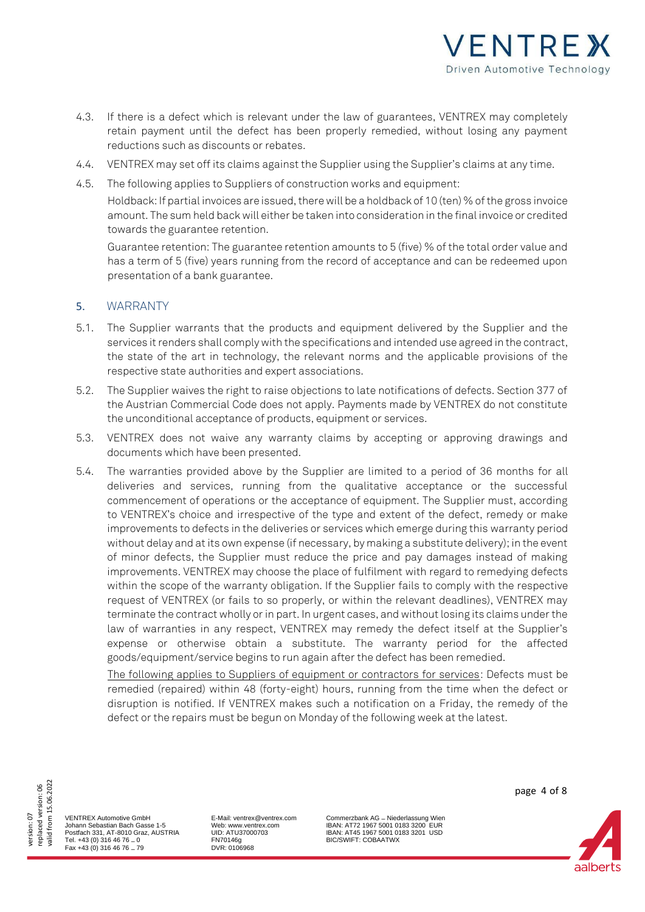4.3. If there is a defect which is relevant under the law of guarantees, VENTREX may completely retain payment until the defect has been properly remedied, without losing any payment reductions such as discounts or rebates.

4.4. VENTREX may set off its claims against the Supplier using the Supplier's claims at any time.

4.5. The following applies to Suppliers of construction works and equipment:

Holdback: If partial invoices are issued, there will be a holdback of 10 (ten) % of the gross invoice amount. The sum held back will either be taken into consideration in the final invoice or credited towards the guarantee retention.

Guarantee retention: The guarantee retention amounts to 5 (five) % of the total order value and has a term of 5 (five) years running from the record of acceptance and can be redeemed upon presentation of a bank guarantee.

## 5. WARRANTY

5.1. The Supplier warrants that the products and equipment delivered by the Supplier and the services it renders shall comply with the specifications and intended use agreed in the contract, the state of the art in technology, the relevant norms and the applicable provisions of the respective state authorities and expert associations.

5.2. The Supplier waives the right to raise objections to late notifications of defects. Section 377 of the Austrian Commercial Code does not apply. Payments made by VENTREX do not constitute the unconditional acceptance of products, equipment or services.

5.3. VENTREX does not waive any warranty claims by accepting or approving drawings and documents which have been presented.

5.4. The warranties provided above by the Supplier are limited to a period of 36 months for all deliveries and services, running from the qualitative acceptance or the successful commencement of operations or the acceptance of equipment. The Supplier must, according to VENTREX's choice and irrespective of the type and extent of the defect, remedy or make improvements to defects in the deliveries or services which emerge during this warranty period without delay and at its own expense (if necessary, by making a substitute delivery); in the event of minor defects, the Supplier must reduce the price and pay damages instead of making improvements. VENTREX may choose the place of fulfilment with regard to remedying defects within the scope of the warranty obligation. If the Supplier fails to comply with the respective request of VENTREX (or fails to so properly, or within the relevant deadlines), VENTREX may terminate the contract wholly or in part. In urgent cases, and without losing its claims under the law of warranties in any respect, VENTREX may remedy the defect itself at the Supplier's expense or otherwise obtain a substitute. The warranty period for the affected goods/equipment/service begins to run again after the defect has been remedied.

<u>The following applies to Suppliers of equipment or contractors for services</u>: Defects must be remedied (repaired) within 48 (forty-eight) hours, running from the time when the defect or disruption is notified. If VENTREX makes such a notification on a Friday, the remedy of the defect or the repairs must be begun on Monday of the following week at the latest.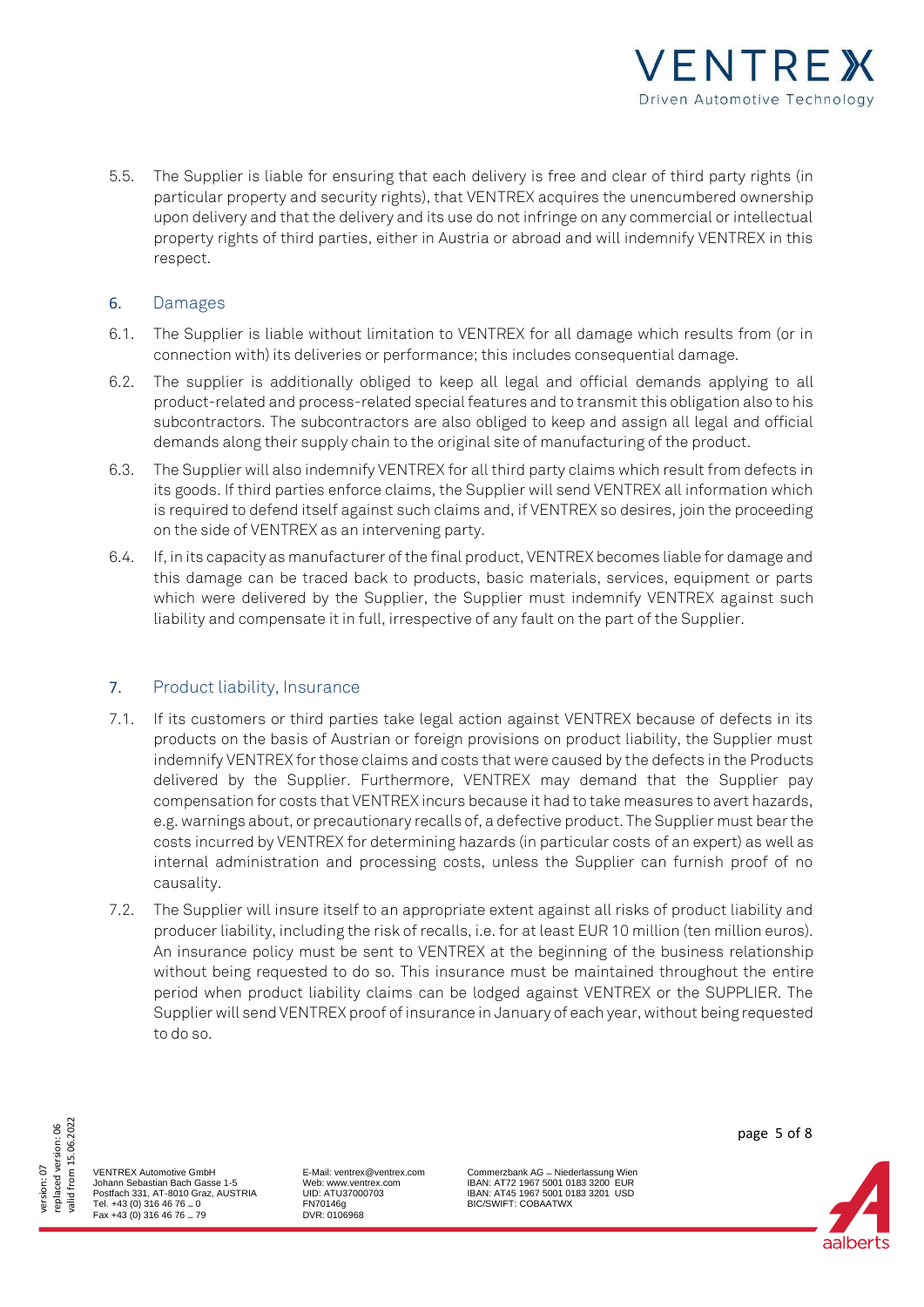5.5. The Supplier is liable for ensuring that each delivery is free and clear of third party rights (in particular property and security rights), that VENTREX acquires the unencumbered ownership upon delivery and that the delivery and its use do not infringe on any commercial or intellectual property rights of third parties, either in Austria or abroad and will indemnify VENTREX in this respect.

## 6. Damages

6.1. The Supplier is liable without limitation to VENTREX for all damage which results from (or in connection with) its deliveries or performance; this includes consequential damage.

6.2. The supplier is additionally obliged to keep all legal and official demands applying to all product-related and process-related special features and to transmit this obligation also to his subcontractors. The subcontractors are also obliged to keep and assign all legal and official demands along their supply chain to the original site of manufacturing of the product.

6.3. The Supplier will also indemnify VENTREX for all third party claims which result from defects in its goods. If third parties enforce claims, the Supplier will send VENTREX all information which is required to defend itself against such claims and, if VENTREX so desires, join the proceeding on the side of VENTREX as an intervening party.

6.4. If, in its capacity as manufacturer of the final product, VENTREX becomes liable for damage and this damage can be traced back to products, basic materials, services, equipment or parts which were delivered by the Supplier, the Supplier must indemnify VENTREX against such liability and compensate it in full, irrespective of any fault on the part of the Supplier.

## 7. Product liability, Insurance

7.1. If its customers or third parties take legal action against VENTREX because of defects in its products on the basis of Austrian or foreign provisions on product liability, the Supplier must indemnify VENTREX for those claims and costs that were caused by the defects in the Products delivered by the Supplier. Furthermore, VENTREX may demand that the Supplier pay compensation for costs that VENTREX incurs because it had to take measures to avert hazards, e.g. warnings about, or precautionary recalls of, a defective product. The Supplier must bear the costs incurred by VENTREX for determining hazards (in particular costs of an expert) as well as internal administration and processing costs, unless the Supplier can furnish proof of no causality.

7.2. The Supplier will insure itself to an appropriate extent against all risks of product liability and producer liability, including the risk of recalls, i.e. for at least EUR 10 million (ten million euros). An insurance policy must be sent to VENTREX at the beginning of the business relationship without being requested to do so. This insurance must be maintained throughout the entire period when product liability claims can be lodged against VENTREX or the SUPPLIER. The Supplier will send VENTREX proof of insurance in January of each year, without being requested to do so.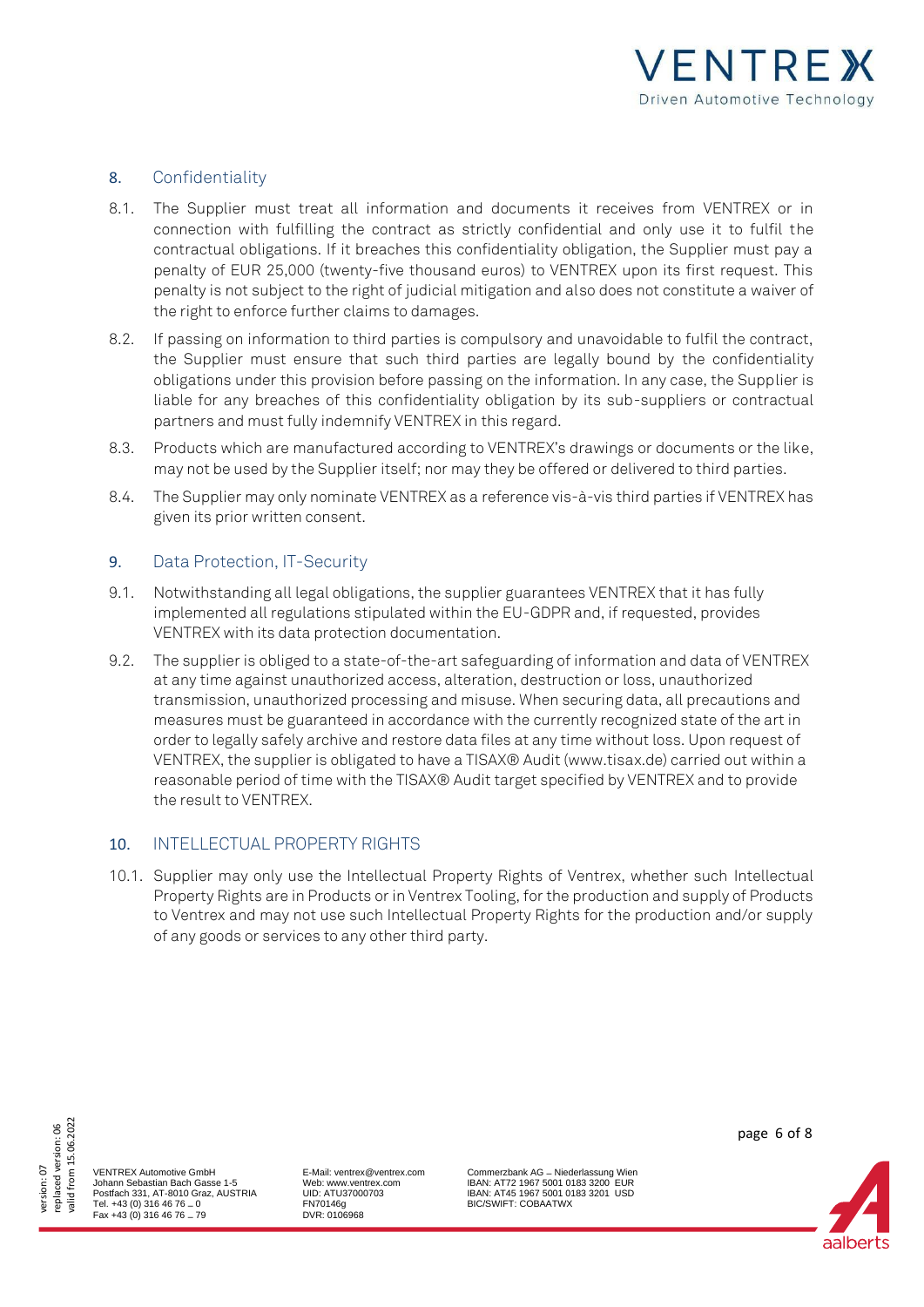## 8. Confidentiality

8.1. The Supplier must treat all information and documents it receives from VENTREX or in connection with fulfilling the contract as strictly confidential and only use it to fulfil the contractual obligations. If it breaches this confidentiality obligation, the Supplier must pay a penalty of EUR 25,000 (twenty-five thousand euros) to VENTREX upon its first request. This penalty is not subject to the right of judicial mitigation and also does not constitute a waiver of the right to enforce further claims to damages.

8.2. If passing on information to third parties is compulsory and unavoidable to fulfil the contract, the Supplier must ensure that such third parties are legally bound by the confidentiality obligations under this provision before passing on the information. In any case, the Supplier is liable for any breaches of this confidentiality obligation by its sub-suppliers or contractual partners and must fully indemnify VENTREX in this regard.

8.3. Products which are manufactured according to VENTREX's drawings or documents or the like, may not be used by the Supplier itself; nor may they be offered or delivered to third parties.

8.4. The Supplier may only nominate VENTREX as a reference vis-à-vis third parties if VENTREX has given its prior written consent.

## 9. Data Protection, IT-Security

9.1. Notwithstanding all legal obligations, the supplier guarantees VENTREX that it has fully implemented all regulations stipulated within the EU-GDPR and, if requested, provides VENTREX with its data protection documentation.

9.2. The supplier is obliged to a state-of-the-art safeguarding of information and data of VENTREX at any time against unauthorized access, alteration, destruction or loss, unauthorized transmission, unauthorized processing and misuse. When securing data, all precautions and measures must be guaranteed in accordance with the currently recognized state of the art in order to legally safely archive and restore data files at any time without loss. Upon request of VENTREX, the supplier is obligated to have a TISAX® Audit (www.tisax.de) carried out within a reasonable period of time with the TISAX® Audit target specified by VENTREX and to provide the result to VENTREX.

## 10. INTELLECTUAL PROPERTY RIGHTS

10.1. Supplier may only use the Intellectual Property Rights of Ventrex, whether such Intellectual Property Rights are in Products or in Ventrex Tooling, for the production and supply of Products to Ventrex and may not use such Intellectual Property Rights for the production and/or supply of any goods or services to any other third party.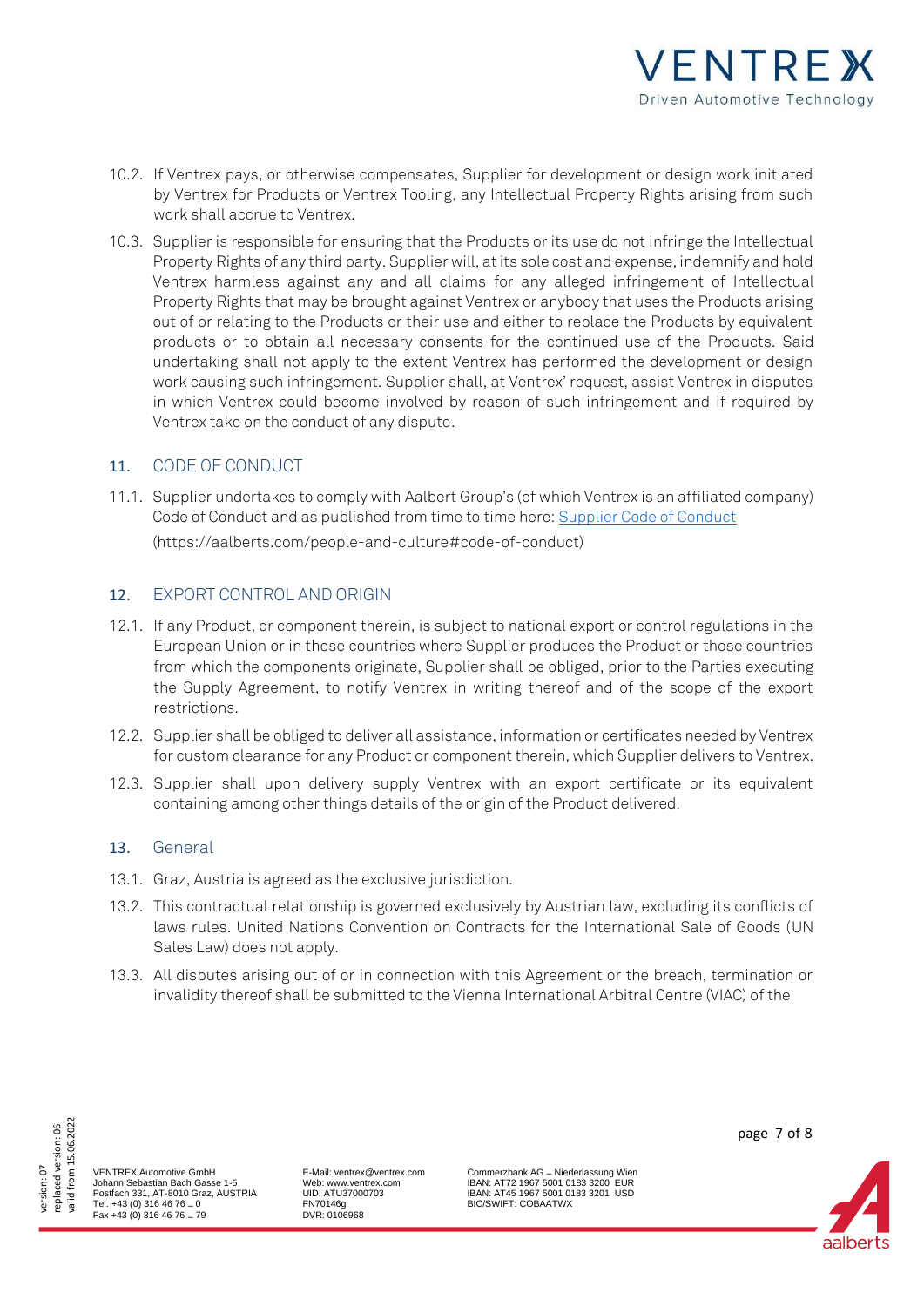10.2. If Ventrex pays, or otherwise compensates, Supplier for development or design work initiated by Ventrex for Products or Ventrex Tooling, any Intellectual Property Rights arising from such work shall accrue to Ventrex.

10.3. Supplier is responsible for ensuring that the Products or its use do not infringe the Intellectual Property Rights of any third party. Supplier will, at its sole cost and expense, indemnify and hold Ventrex harmless against any and all claims for any alleged infringement of Intellectual Property Rights that may be brought against Ventrex or anybody that uses the Products arising out of or relating to the Products or their use and either to replace the Products by equivalent products or to obtain all necessary consents for the continued use of the Products. Said undertaking shall not apply to the extent Ventrex has performed the development or design work causing such infringement. Supplier shall, at Ventrex' request, assist Ventrex in disputes in which Ventrex could become involved by reason of such infringement and if required by Ventrex take on the conduct of any dispute.

## 11. CODE OF CONDUCT

11.1. Supplier undertakes to comply with Aalbert Group's (of which Ventrex is an affiliated company) Code of Conduct and as published from time to time here: [Supplier Code of Conduct](https://aalberts.com/people-and-culture#code-of-conduct) (https://aalberts.com/people-and-culture#code-of-conduct)

## 12. EXPORT CONTROL AND ORIGIN

12.1. If any Product, or component therein, is subject to national export or control regulations in the European Union or in those countries where Supplier produces the Product or those countries from which the components originate, Supplier shall be obliged, prior to the Parties executing the Supply Agreement, to notify Ventrex in writing thereof and of the scope of the export restrictions.

12.2. Supplier shall be obliged to deliver all assistance, information or certificates needed by Ventrex for custom clearance for any Product or component therein, which Supplier delivers to Ventrex.

12.3. Supplier shall upon delivery supply Ventrex with an export certificate or its equivalent containing among other things details of the origin of the Product delivered.

## 13. General

13.1. Graz, Austria is agreed as the exclusive jurisdiction.

13.2. This contractual relationship is governed exclusively by Austrian law, excluding its conflicts of laws rules. United Nations Convention on Contracts for the International Sale of Goods (UN Sales Law) does not apply.

13.3. All disputes arising out of or in connection with this Agreement or the breach, termination or invalidity thereof shall be submitted to the Vienna International Arbitral Centre (VIAC) of the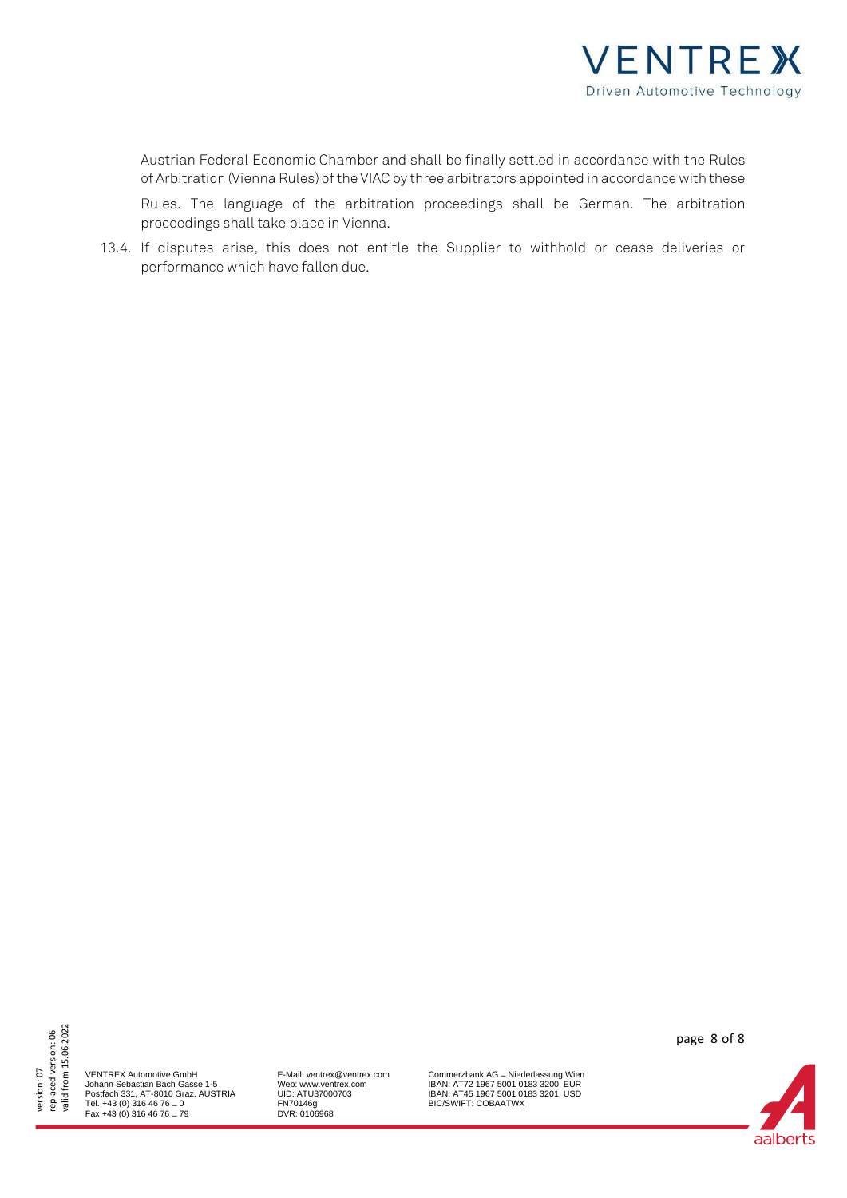Austrian Federal Economic Chamber and shall be finally settled in accordance with the Rules of Arbitration (Vienna Rules) of the VIAC by three arbitrators appointed in accordance with these Rules. The language of the arbitration proceedings shall be German. The arbitration proceedings shall take place in Vienna.

13.4. If disputes arise, this does not entitle the Supplier to withhold or cease deliveries or performance which have fallen due.